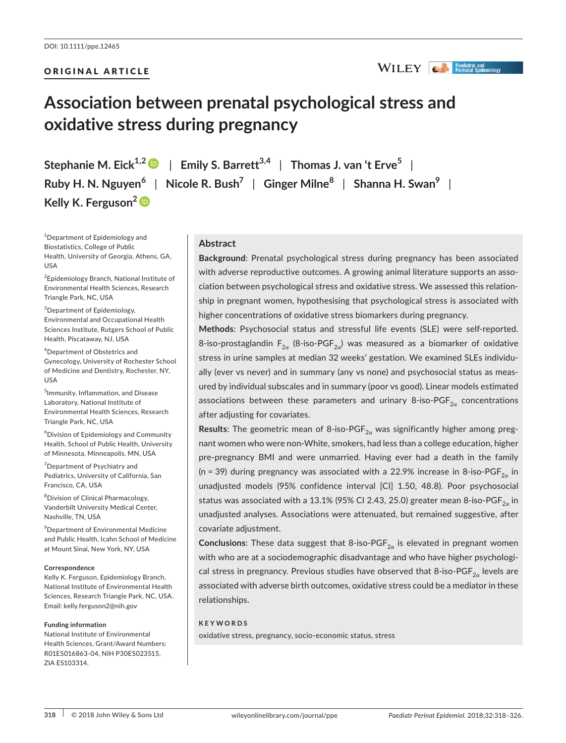DOI: 10.1111/ppe.12465

ORIGINAL ARTICLE

# Association between prenatal psychological stress and oxidative stress during pregnancy

**Stephanie M. Eick[1,2] | Emily S. Barrett[3,4] | Thomas J. van 't Erve[5] | Ruby H. N. Nguyen[6] | Nicole R. Bush[7] | Ginger Milne[8] | Shanna H. Swan[9] | Kelly K. Ferguson[2]**

[1]Department of Epidemiology and Biostatistics, College of Public Health, University of Georgia, Athens, GA, USA

[2]Epidemiology Branch, National Institute of Environmental Health Sciences, Research Triangle Park, NC, USA

[3]Department of Epidemiology, Environmental and Occupational Health Sciences Institute, Rutgers School of Public Health, Piscataway, NJ, USA

[4]Department of Obstetrics and Gynecology, University of Rochester School of Medicine and Dentistry, Rochester, NY, USA

[5]Immunity, Inflammation, and Disease Laboratory, National Institute of Environmental Health Sciences, Research Triangle Park, NC, USA

[6]Division of Epidemiology and Community Health, School of Public Health, University of Minnesota, Minneapolis, MN, USA

[7]Department of Psychiatry and Pediatrics, University of California, San Francisco, CA, USA

[8]Division of Clinical Pharmacology, Vanderbilt University Medical Center, Nashville, TN, USA

[9]Department of Environmental Medicine and Public Health, Icahn School of Medicine at Mount Sinai, New York, NY, USA

**Correspondence**
Kelly K. Ferguson, Epidemiology Branch, National Institute of Environmental Health Sciences, Research Triangle Park, NC, USA.
Email: kelly.ferguson2@nih.gov

**Funding information**
National Institute of Environmental Health Sciences, Grant/Award Numbers: R01ES016863-04, NIH P30ES023515, ZIA ES103314.

## Abstract

**Background**: Prenatal psychological stress during pregnancy has been associated with adverse reproductive outcomes. A growing animal literature supports an association between psychological stress and oxidative stress. We assessed this relationship in pregnant women, hypothesising that psychological stress is associated with higher concentrations of oxidative stress biomarkers during pregnancy.

**Methods**: Psychosocial status and stressful life events (SLE) were self-reported. 8-iso-prostaglandin $F_{2\alpha}$ (8-iso-$PGF_{2\alpha}$) was measured as a biomarker of oxidative stress in urine samples at median 32 weeks' gestation. We examined SLEs individually (ever vs never) and in summary (any vs none) and psychosocial status as measured by individual subscales and in summary (poor vs good). Linear models estimated associations between these parameters and urinary 8-iso-$PGF_{2\alpha}$ concentrations after adjusting for covariates.

**Results**: The geometric mean of 8-iso-$PGF_{2\alpha}$ was significantly higher among pregnant women who were non-White, smokers, had less than a college education, higher pre-pregnancy BMI and were unmarried. Having ever had a death in the family (n = 39) during pregnancy was associated with a 22.9% increase in 8-iso-$PGF_{2\alpha}$ in unadjusted models (95% confidence interval [CI] 1.50, 48.8). Poor psychosocial status was associated with a 13.1% (95% CI 2.43, 25.0) greater mean 8-iso-$PGF_{2\alpha}$ in unadjusted analyses. Associations were attenuated, but remained suggestive, after covariate adjustment.

**Conclusions**: These data suggest that 8-iso-$PGF_{2\alpha}$ is elevated in pregnant women with who are at a sociodemographic disadvantage and who have higher psychological stress in pregnancy. Previous studies have observed that 8-iso-$PGF_{2\alpha}$ levels are associated with adverse birth outcomes, oxidative stress could be a mediator in these relationships.

**KEYWORDS**

oxidative stress, pregnancy, socio-economic status, stress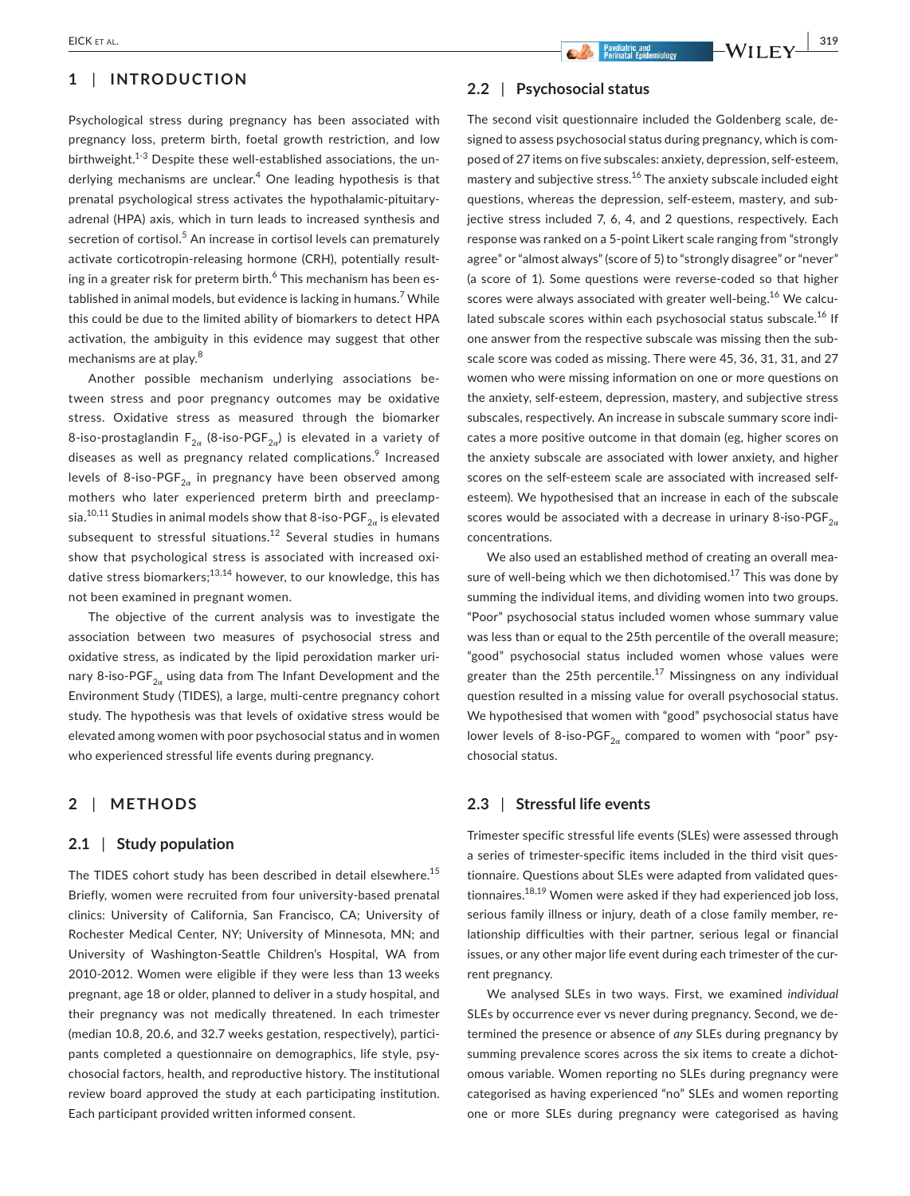## 1 | INTRODUCTION

Psychological stress during pregnancy has been associated with pregnancy loss, preterm birth, foetal growth restriction, and low birthweight.[1-3] Despite these well-established associations, the underlying mechanisms are unclear.[4] One leading hypothesis is that prenatal psychological stress activates the hypothalamic-pituitary-adrenal (HPA) axis, which in turn leads to increased synthesis and secretion of cortisol.[5] An increase in cortisol levels can prematurely activate corticotropin-releasing hormone (CRH), potentially resulting in a greater risk for preterm birth.[6] This mechanism has been established in animal models, but evidence is lacking in humans.[7] While this could be due to the limited ability of biomarkers to detect HPA activation, the ambiguity in this evidence may suggest that other mechanisms are at play.[8]

Another possible mechanism underlying associations between stress and poor pregnancy outcomes may be oxidative stress. Oxidative stress as measured through the biomarker 8-iso-prostaglandin $F_{2\alpha}$ (8-iso-$PGF_{2\alpha}$) is elevated in a variety of diseases as well as pregnancy related complications.[9] Increased levels of 8-iso-$PGF_{2\alpha}$ in pregnancy have been observed among mothers who later experienced preterm birth and preeclampsia.[10,11] Studies in animal models show that 8-iso-$PGF_{2\alpha}$ is elevated subsequent to stressful situations.[12] Several studies in humans show that psychological stress is associated with increased oxidative stress biomarkers;[13,14] however, to our knowledge, this has not been examined in pregnant women.

The objective of the current analysis was to investigate the association between two measures of psychosocial stress and oxidative stress, as indicated by the lipid peroxidation marker urinary 8-iso-$PGF_{2\alpha}$ using data from The Infant Development and the Environment Study (TIDES), a large, multi-centre pregnancy cohort study. The hypothesis was that levels of oxidative stress would be elevated among women with poor psychosocial status and in women who experienced stressful life events during pregnancy.

## 2 | METHODS

### 2.1 | Study population

The TIDES cohort study has been described in detail elsewhere.[15] Briefly, women were recruited from four university-based prenatal clinics: University of California, San Francisco, CA; University of Rochester Medical Center, NY; University of Minnesota, MN; and University of Washington-Seattle Children's Hospital, WA from 2010-2012. Women were eligible if they were less than 13 weeks pregnant, age 18 or older, planned to deliver in a study hospital, and their pregnancy was not medically threatened. In each trimester (median 10.8, 20.6, and 32.7 weeks gestation, respectively), participants completed a questionnaire on demographics, life style, psychosocial factors, health, and reproductive history. The institutional review board approved the study at each participating institution. Each participant provided written informed consent.

### 2.2 | Psychosocial status

The second visit questionnaire included the Goldenberg scale, designed to assess psychosocial status during pregnancy, which is composed of 27 items on five subscales: anxiety, depression, self-esteem, mastery and subjective stress.[16] The anxiety subscale included eight questions, whereas the depression, self-esteem, mastery, and subjective stress included 7, 6, 4, and 2 questions, respectively. Each response was ranked on a 5-point Likert scale ranging from "strongly agree" or "almost always" (score of 5) to "strongly disagree" or "never" (a score of 1). Some questions were reverse-coded so that higher scores were always associated with greater well-being.[16] We calculated subscale scores within each psychosocial status subscale.[16] If one answer from the respective subscale was missing then the subscale score was coded as missing. There were 45, 36, 31, 31, and 27 women who were missing information on one or more questions on the anxiety, self-esteem, depression, mastery, and subjective stress subscales, respectively. An increase in subscale summary score indicates a more positive outcome in that domain (eg, higher scores on the anxiety subscale are associated with lower anxiety, and higher scores on the self-esteem scale are associated with increased self-esteem). We hypothesised that an increase in each of the subscale scores would be associated with a decrease in urinary 8-iso-$PGF_{2\alpha}$ concentrations.

We also used an established method of creating an overall measure of well-being which we then dichotomised.[17] This was done by summing the individual items, and dividing women into two groups. "Poor" psychosocial status included women whose summary value was less than or equal to the 25th percentile of the overall measure; "good" psychosocial status included women whose values were greater than the 25th percentile.[17] Missingness on any individual question resulted in a missing value for overall psychosocial status. We hypothesised that women with "good" psychosocial status have lower levels of 8-iso-$PGF_{2\alpha}$ compared to women with "poor" psychosocial status.

### 2.3 | Stressful life events

Trimester specific stressful life events (SLEs) were assessed through a series of trimester-specific items included in the third visit questionnaire. Questions about SLEs were adapted from validated questionnaires.[18,19] Women were asked if they had experienced job loss, serious family illness or injury, death of a close family member, relationship difficulties with their partner, serious legal or financial issues, or any other major life event during each trimester of the current pregnancy.

We analysed SLEs in two ways. First, we examined *individual* SLEs by occurrence ever vs never during pregnancy. Second, we determined the presence or absence of *any* SLEs during pregnancy by summing prevalence scores across the six items to create a dichotomous variable. Women reporting no SLEs during pregnancy were categorised as having experienced "no" SLEs and women reporting one or more SLEs during pregnancy were categorised as having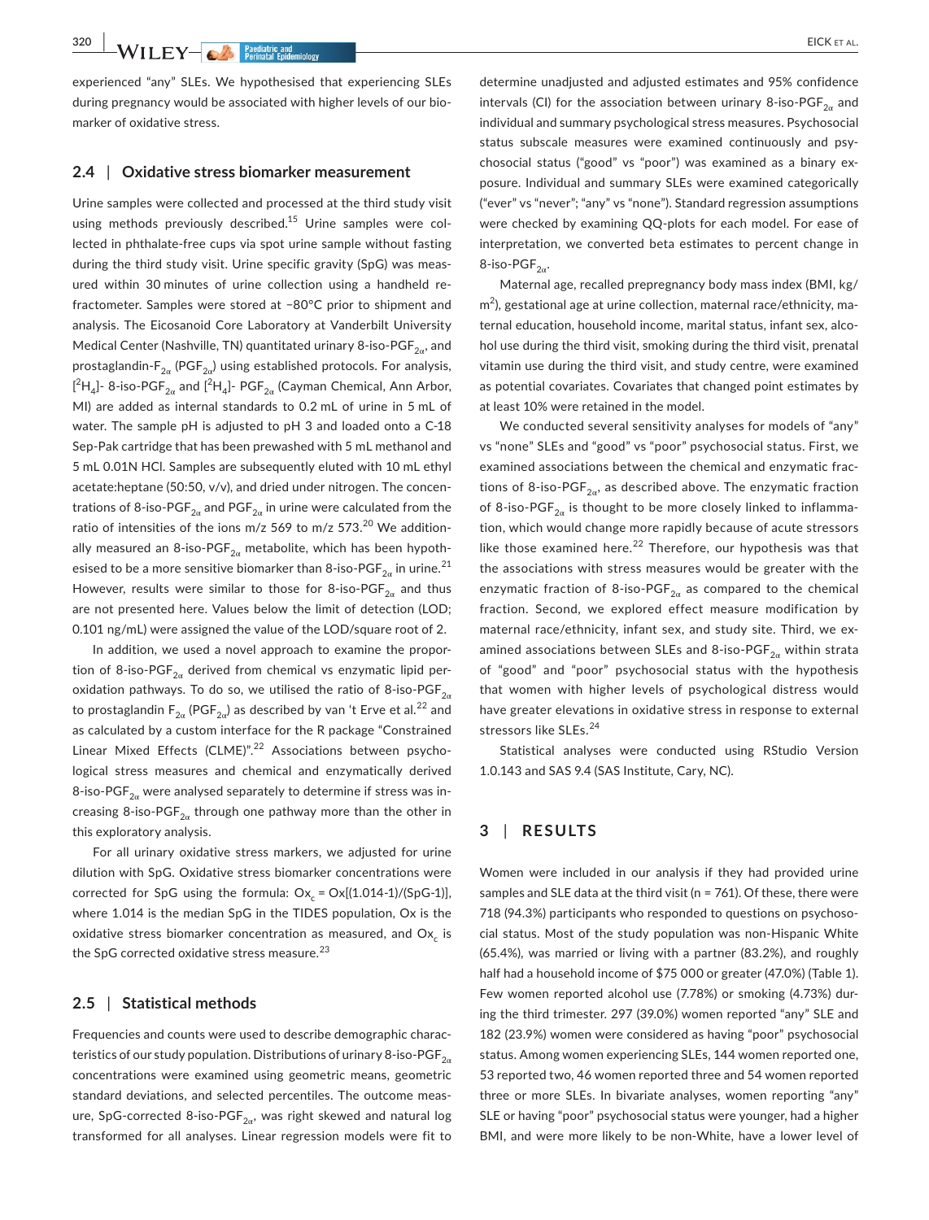experienced "any" SLEs. We hypothesised that experiencing SLEs during pregnancy would be associated with higher levels of our biomarker of oxidative stress.

### 2.4 | Oxidative stress biomarker measurement

Urine samples were collected and processed at the third study visit using methods previously described.[15] Urine samples were collected in phthalate-free cups via spot urine sample without fasting during the third study visit. Urine specific gravity (SpG) was measured within 30 minutes of urine collection using a handheld refractometer. Samples were stored at −80°C prior to shipment and analysis. The Eicosanoid Core Laboratory at Vanderbilt University Medical Center (Nashville, TN) quantitated urinary 8-iso-$PGF_{2\alpha}$, and prostaglandin-$F_{2\alpha}$ ($PGF_{2\alpha}$) using established protocols. For analysis, [$^2H_4$]- 8-iso-$PGF_{2\alpha}$ and [$^2H_4$]- $PGF_{2\alpha}$ (Cayman Chemical, Ann Arbor, MI) are added as internal standards to 0.2 mL of urine in 5 mL of water. The sample pH is adjusted to pH 3 and loaded onto a C-18 Sep-Pak cartridge that has been prewashed with 5 mL methanol and 5 mL 0.01N HCl. Samples are subsequently eluted with 10 mL ethyl acetate:heptane (50:50, v/v), and dried under nitrogen. The concentrations of 8-iso-$PGF_{2\alpha}$ and $PGF_{2\alpha}$ in urine were calculated from the ratio of intensities of the ions m/z 569 to m/z 573.[20] We additionally measured an 8-iso-$PGF_{2\alpha}$ metabolite, which has been hypothesised to be a more sensitive biomarker than 8-iso-$PGF_{2\alpha}$ in urine.[21] However, results were similar to those for 8-iso-$PGF_{2\alpha}$ and thus are not presented here. Values below the limit of detection (LOD; 0.101 ng/mL) were assigned the value of the LOD/square root of 2.

In addition, we used a novel approach to examine the proportion of 8-iso-$PGF_{2\alpha}$ derived from chemical vs enzymatic lipid peroxidation pathways. To do so, we utilised the ratio of 8-iso-$PGF_{2\alpha}$ to prostaglandin $F_{2\alpha}$ ($PGF_{2\alpha}$) as described by van 't Erve et al.[22] and as calculated by a custom interface for the R package "Constrained Linear Mixed Effects (CLME)".[22] Associations between psychological stress measures and chemical and enzymatically derived 8-iso-$PGF_{2\alpha}$ were analysed separately to determine if stress was increasing 8-iso-$PGF_{2\alpha}$ through one pathway more than the other in this exploratory analysis.

For all urinary oxidative stress markers, we adjusted for urine dilution with SpG. Oxidative stress biomarker concentrations were corrected for SpG using the formula: $Ox_c = Ox[(1.014-1)/(SpG-1)]$, where 1.014 is the median SpG in the TIDES population, Ox is the oxidative stress biomarker concentration as measured, and $Ox_c$ is the SpG corrected oxidative stress measure.[23]

### 2.5 | Statistical methods

Frequencies and counts were used to describe demographic characteristics of our study population. Distributions of urinary 8-iso-$PGF_{2\alpha}$ concentrations were examined using geometric means, geometric standard deviations, and selected percentiles. The outcome measure, SpG-corrected 8-iso-$PGF_{2\alpha}$, was right skewed and natural log transformed for all analyses. Linear regression models were fit to determine unadjusted and adjusted estimates and 95% confidence intervals (CI) for the association between urinary 8-iso-$PGF_{2\alpha}$ and individual and summary psychological stress measures. Psychosocial status subscale measures were examined continuously and psychosocial status ("good" vs "poor") was examined as a binary exposure. Individual and summary SLEs were examined categorically ("ever" vs "never"; "any" vs "none"). Standard regression assumptions were checked by examining QQ-plots for each model. For ease of interpretation, we converted beta estimates to percent change in 8-iso-$PGF_{2\alpha}$.

Maternal age, recalled prepregnancy body mass index (BMI, kg/$m^2$), gestational age at urine collection, maternal race/ethnicity, maternal education, household income, marital status, infant sex, alcohol use during the third visit, smoking during the third visit, prenatal vitamin use during the third visit, and study centre, were examined as potential covariates. Covariates that changed point estimates by at least 10% were retained in the model.

We conducted several sensitivity analyses for models of "any" vs "none" SLEs and "good" vs "poor" psychosocial status. First, we examined associations between the chemical and enzymatic fractions of 8-iso-$PGF_{2\alpha}$, as described above. The enzymatic fraction of 8-iso-$PGF_{2\alpha}$ is thought to be more closely linked to inflammation, which would change more rapidly because of acute stressors like those examined here.[22] Therefore, our hypothesis was that the associations with stress measures would be greater with the enzymatic fraction of 8-iso-$PGF_{2\alpha}$ as compared to the chemical fraction. Second, we explored effect measure modification by maternal race/ethnicity, infant sex, and study site. Third, we examined associations between SLEs and 8-iso-$PGF_{2\alpha}$ within strata of "good" and "poor" psychosocial status with the hypothesis that women with higher levels of psychological distress would have greater elevations in oxidative stress in response to external stressors like SLEs.[24]

Statistical analyses were conducted using RStudio Version 1.0.143 and SAS 9.4 (SAS Institute, Cary, NC).

## 3 | RESULTS

Women were included in our analysis if they had provided urine samples and SLE data at the third visit (n = 761). Of these, there were 718 (94.3%) participants who responded to questions on psychosocial status. Most of the study population was non-Hispanic White (65.4%), was married or living with a partner (83.2%), and roughly half had a household income of $75 000 or greater (47.0%) (Table 1). Few women reported alcohol use (7.78%) or smoking (4.73%) during the third trimester. 297 (39.0%) women reported "any" SLE and 182 (23.9%) women were considered as having "poor" psychosocial status. Among women experiencing SLEs, 144 women reported one, 53 reported two, 46 women reported three and 54 women reported three or more SLEs. In bivariate analyses, women reporting "any" SLE or having "poor" psychosocial status were younger, had a higher BMI, and were more likely to be non-White, have a lower level of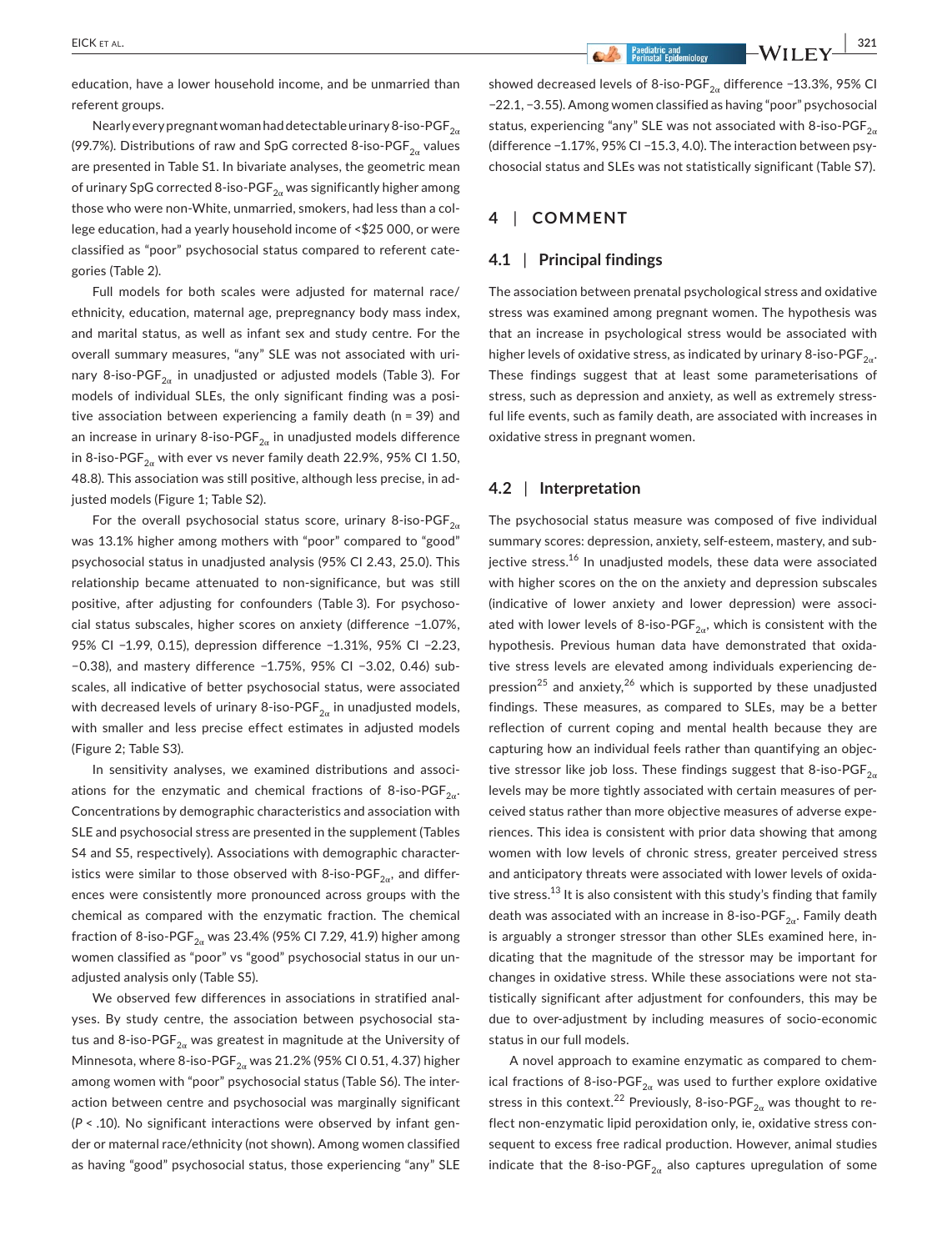education, have a lower household income, and be unmarried than referent groups.

Nearly every pregnant woman had detectable urinary 8-iso-$PGF_{2\alpha}$ (99.7%). Distributions of raw and SpG corrected 8-iso-$PGF_{2\alpha}$ values are presented in Table S1. In bivariate analyses, the geometric mean of urinary SpG corrected 8-iso-$PGF_{2\alpha}$ was significantly higher among those who were non-White, unmarried, smokers, had less than a college education, had a yearly household income of <$25 000, or were classified as "poor" psychosocial status compared to referent categories (Table 2).

Full models for both scales were adjusted for maternal race/ethnicity, education, maternal age, prepregnancy body mass index, and marital status, as well as infant sex and study centre. For the overall summary measures, "any" SLE was not associated with urinary 8-iso-$PGF_{2\alpha}$ in unadjusted or adjusted models (Table 3). For models of individual SLEs, the only significant finding was a positive association between experiencing a family death (n = 39) and an increase in urinary 8-iso-$PGF_{2\alpha}$ in unadjusted models difference in 8-iso-$PGF_{2\alpha}$ with ever vs never family death 22.9%, 95% CI 1.50, 48.8). This association was still positive, although less precise, in adjusted models (Figure 1; Table S2).

For the overall psychosocial status score, urinary 8-iso-$PGF_{2\alpha}$ was 13.1% higher among mothers with "poor" compared to "good" psychosocial status in unadjusted analysis (95% CI 2.43, 25.0). This relationship became attenuated to non-significance, but was still positive, after adjusting for confounders (Table 3). For psychosocial status subscales, higher scores on anxiety (difference −1.07%, 95% CI −1.99, 0.15), depression difference −1.31%, 95% CI −2.23, −0.38), and mastery (difference −1.75%, 95% CI −3.02, 0.46) subscales, all indicative of better psychosocial status, were associated with decreased levels of urinary 8-iso-$PGF_{2\alpha}$ in unadjusted models, with smaller and less precise effect estimates in adjusted models (Figure 2; Table S3).

In sensitivity analyses, we examined distributions and associations for the enzymatic and chemical fractions of 8-iso-$PGF_{2\alpha}$. Concentrations by demographic characteristics and association with SLE and psychosocial stress are presented in the supplement (Tables S4 and S5, respectively). Associations with demographic characteristics were similar to those observed with 8-iso-$PGF_{2\alpha}$, and differences were consistently more pronounced across groups with the chemical as compared with the enzymatic fraction. The chemical fraction of 8-iso-$PGF_{2\alpha}$ was 23.4% (95% CI 7.29, 41.9) higher among women classified as "poor" vs "good" psychosocial status in our unadjusted analysis only (Table S5).

We observed few differences in associations in stratified analyses. By study centre, the association between psychosocial status and 8-iso-$PGF_{2\alpha}$ was greatest in magnitude at the University of Minnesota, where 8-iso-$PGF_{2\alpha}$ was 21.2% (95% CI 0.51, 4.37) higher among women with "poor" psychosocial status (Table S6). The interaction between centre and psychosocial was marginally significant ($P < .10$). No significant interactions were observed by infant gender or maternal race/ethnicity (not shown). Among women classified as having "good" psychosocial status, those experiencing "any" SLE showed decreased levels of 8-iso-$PGF_{2\alpha}$ difference −13.3%, 95% CI −22.1, −3.55). Among women classified as having "poor" psychosocial status, experiencing "any" SLE was not associated with 8-iso-$PGF_{2\alpha}$ (difference −1.17%, 95% CI −15.3, 4.0). The interaction between psychosocial status and SLEs was not statistically significant (Table S7).

## 4 | COMMENT

### 4.1 | Principal findings

The association between prenatal psychological stress and oxidative stress was examined among pregnant women. The hypothesis was that an increase in psychological stress would be associated with higher levels of oxidative stress, as indicated by urinary 8-iso-$PGF_{2\alpha}$. These findings suggest that at least some parameterisations of stress, such as depression and anxiety, as well as extremely stressful life events, such as family death, are associated with increases in oxidative stress in pregnant women.

### 4.2 | Interpretation

The psychosocial status measure was composed of five individual summary scores: depression, anxiety, self-esteem, mastery, and subjective stress.[16] In unadjusted models, these data were associated with higher scores on the on the anxiety and depression subscales (indicative of lower anxiety and lower depression) were associated with lower levels of 8-iso-$PGF_{2\alpha}$, which is consistent with the hypothesis. Previous human data have demonstrated that oxidative stress levels are elevated among individuals experiencing depression[25] and anxiety,[26] which is supported by these unadjusted findings. These measures, as compared to SLEs, may be a better reflection of current coping and mental health because they are capturing how an individual feels rather than quantifying an objective stressor like job loss. These findings suggest that 8-iso-$PGF_{2\alpha}$ levels may be more tightly associated with certain measures of perceived status rather than more objective measures of adverse experiences. This idea is consistent with prior data showing that among women with low levels of chronic stress, greater perceived stress and anticipatory threats were associated with lower levels of oxidative stress.[13] It is also consistent with this study's finding that family death was associated with an increase in 8-iso-$PGF_{2\alpha}$. Family death is arguably a stronger stressor than other SLEs examined here, indicating that the magnitude of the stressor may be important for changes in oxidative stress. While these associations were not statistically significant after adjustment for confounders, this may be due to over-adjustment by including measures of socio-economic status in our full models.

A novel approach to examine enzymatic as compared to chemical fractions of 8-iso-$PGF_{2\alpha}$ was used to further explore oxidative stress in this context.[22] Previously, 8-iso-$PGF_{2\alpha}$ was thought to reflect non-enzymatic lipid peroxidation only, ie, oxidative stress consequent to excess free radical production. However, animal studies indicate that the 8-iso-$PGF_{2\alpha}$ also captures upregulation of some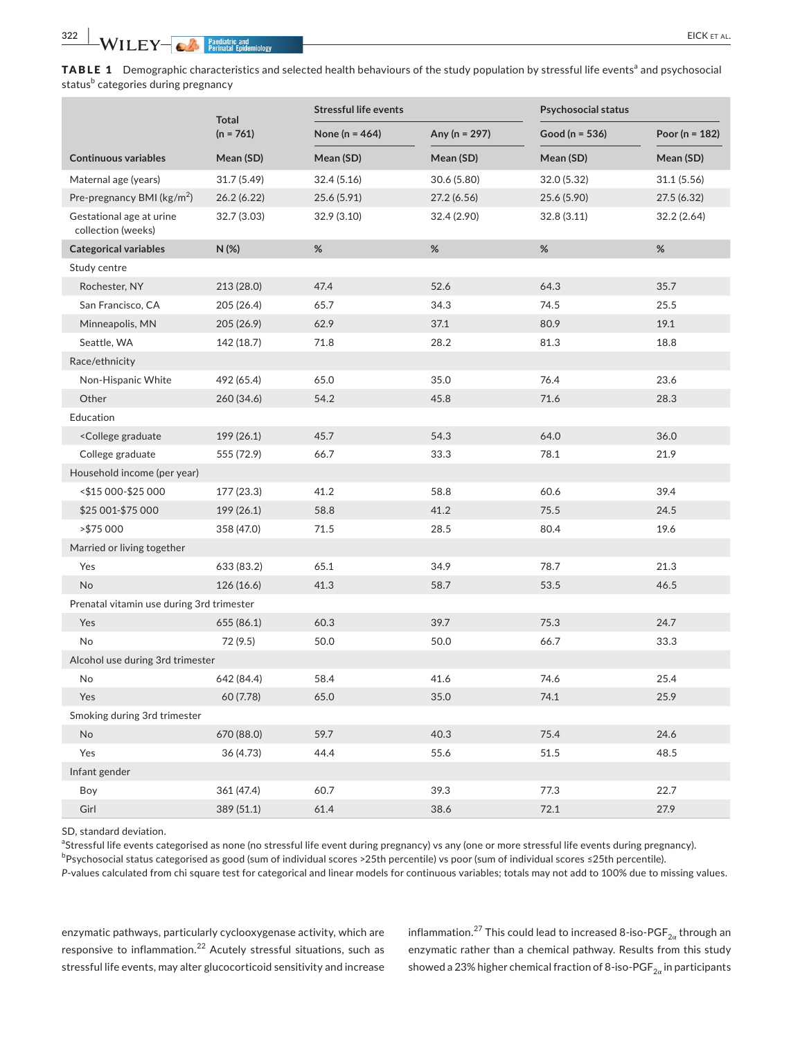**TABLE 1** Demographic characteristics and selected health behaviours of the study population by stressful life events[a] and psychosocial status[b] categories during pregnancy

| | Total (n = 761) | Stressful life events | | Psychosocial status | |
|---|---|---|---|---|---|
| | | None (n = 464) | Any (n = 297) | Good (n = 536) | Poor (n = 182) |
| **Continuous variables** | **Mean (SD)** | **Mean (SD)** | **Mean (SD)** | **Mean (SD)** | **Mean (SD)** |
| Maternal age (years) | 31.7 (5.49) | 32.4 (5.16) | 30.6 (5.80) | 32.0 (5.32) | 31.1 (5.56) |
| Pre-pregnancy BMI (kg/m$^2$) | 26.2 (6.22) | 25.6 (5.91) | 27.2 (6.56) | 25.6 (5.90) | 27.5 (6.32) |
| Gestational age at urine collection (weeks) | 32.7 (3.03) | 32.9 (3.10) | 32.4 (2.90) | 32.8 (3.11) | 32.2 (2.64) |
| **Categorical variables** | **N (%)** | **%** | **%** | **%** | **%** |
| Study centre | | | | | |
| Rochester, NY | 213 (28.0) | 47.4 | 52.6 | 64.3 | 35.7 |
| San Francisco, CA | 205 (26.4) | 65.7 | 34.3 | 74.5 | 25.5 |
| Minneapolis, MN | 205 (26.9) | 62.9 | 37.1 | 80.9 | 19.1 |
| Seattle, WA | 142 (18.7) | 71.8 | 28.2 | 81.3 | 18.8 |
| Race/ethnicity | | | | | |
| Non-Hispanic White | 492 (65.4) | 65.0 | 35.0 | 76.4 | 23.6 |
| Other | 260 (34.6) | 54.2 | 45.8 | 71.6 | 28.3 |
| Education | | | | | |
| <College graduate | 199 (26.1) | 45.7 | 54.3 | 64.0 | 36.0 |
| College graduate | 555 (72.9) | 66.7 | 33.3 | 78.1 | 21.9 |
| Household income (per year) | | | | | |
| <$15 000-$25 000 | 177 (23.3) | 41.2 | 58.8 | 60.6 | 39.4 |
| $25 001-$75 000 | 199 (26.1) | 58.8 | 41.2 | 75.5 | 24.5 |
| >$75 000 | 358 (47.0) | 71.5 | 28.5 | 80.4 | 19.6 |
| Married or living together | | | | | |
| Yes | 633 (83.2) | 65.1 | 34.9 | 78.7 | 21.3 |
| No | 126 (16.6) | 41.3 | 58.7 | 53.5 | 46.5 |
| Prenatal vitamin use during 3rd trimester | | | | | |
| Yes | 655 (86.1) | 60.3 | 39.7 | 75.3 | 24.7 |
| No | 72 (9.5) | 50.0 | 50.0 | 66.7 | 33.3 |
| Alcohol use during 3rd trimester | | | | | |
| No | 642 (84.4) | 58.4 | 41.6 | 74.6 | 25.4 |
| Yes | 60 (7.78) | 65.0 | 35.0 | 74.1 | 25.9 |
| Smoking during 3rd trimester | | | | | |
| No | 670 (88.0) | 59.7 | 40.3 | 75.4 | 24.6 |
| Yes | 36 (4.73) | 44.4 | 55.6 | 51.5 | 48.5 |
| Infant gender | | | | | |
| Boy | 361 (47.4) | 60.7 | 39.3 | 77.3 | 22.7 |
| Girl | 389 (51.1) | 61.4 | 38.6 | 72.1 | 27.9 |

SD, standard deviation.
[a]Stressful life events categorised as none (no stressful life event during pregnancy) vs any (one or more stressful life events during pregnancy).
[b]Psychosocial status categorised as good (sum of individual scores >25th percentile) vs poor (sum of individual scores ≤25th percentile).
*P*-values calculated from chi square test for categorical and linear models for continuous variables; totals may not add to 100% due to missing values.

enzymatic pathways, particularly cyclooxygenase activity, which are responsive to inflammation.[22] Acutely stressful situations, such as stressful life events, may alter glucocorticoid sensitivity and increase inflammation.[27] This could lead to increased 8-iso-PGF$_{2\alpha}$ through an enzymatic rather than a chemical pathway. Results from this study showed a 23% higher chemical fraction of 8-iso-PGF$_{2\alpha}$ in participants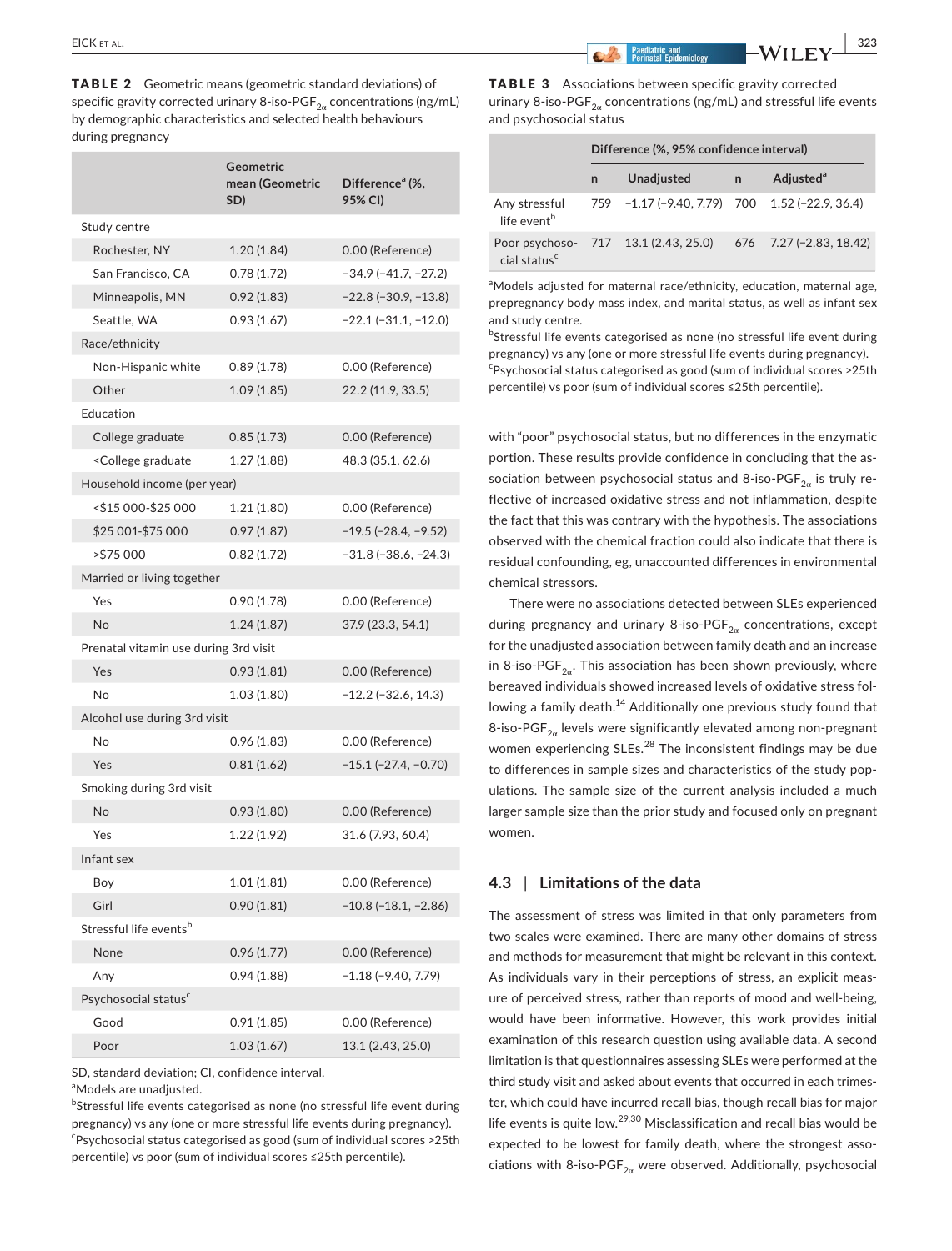**TABLE 2** Geometric means (geometric standard deviations) of specific gravity corrected urinary 8-iso-$PGF_{2\alpha}$ concentrations (ng/mL) by demographic characteristics and selected health behaviours during pregnancy

| | Geometric mean (Geometric SD) | Difference[a] (%, 95% CI) |
|---|---|---|
| Study centre | | |
| Rochester, NY | 1.20 (1.84) | 0.00 (Reference) |
| San Francisco, CA | 0.78 (1.72) | −34.9 (−41.7, −27.2) |
| Minneapolis, MN | 0.92 (1.83) | −22.8 (−30.9, −13.8) |
| Seattle, WA | 0.93 (1.67) | −22.1 (−31.1, −12.0) |
| Race/ethnicity | | |
| Non-Hispanic white | 0.89 (1.78) | 0.00 (Reference) |
| Other | 1.09 (1.85) | 22.2 (11.9, 33.5) |
| Education | | |
| College graduate | 0.85 (1.73) | 0.00 (Reference) |
| <College graduate | 1.27 (1.88) | 48.3 (35.1, 62.6) |
| Household income (per year) | | |
| <$15 000-$25 000 | 1.21 (1.80) | 0.00 (Reference) |
| $25 001-$75 000 | 0.97 (1.87) | −19.5 (−28.4, −9.52) |
| >$75 000 | 0.82 (1.72) | −31.8 (−38.6, −24.3) |
| Married or living together | | |
| Yes | 0.90 (1.78) | 0.00 (Reference) |
| No | 1.24 (1.87) | 37.9 (23.3, 54.1) |
| Prenatal vitamin use during 3rd visit | | |
| Yes | 0.93 (1.81) | 0.00 (Reference) |
| No | 1.03 (1.80) | −12.2 (−32.6, 14.3) |
| Alcohol use during 3rd visit | | |
| No | 0.96 (1.83) | 0.00 (Reference) |
| Yes | 0.81 (1.62) | −15.1 (−27.4, −0.70) |
| Smoking during 3rd visit | | |
| No | 0.93 (1.80) | 0.00 (Reference) |
| Yes | 1.22 (1.92) | 31.6 (7.93, 60.4) |
| Infant sex | | |
| Boy | 1.01 (1.81) | 0.00 (Reference) |
| Girl | 0.90 (1.81) | −10.8 (−18.1, −2.86) |
| Stressful life events[b] | | |
| None | 0.96 (1.77) | 0.00 (Reference) |
| Any | 0.94 (1.88) | −1.18 (−9.40, 7.79) |
| Psychosocial status[c] | | |
| Good | 0.91 (1.85) | 0.00 (Reference) |
| Poor | 1.03 (1.67) | 13.1 (2.43, 25.0) |

SD, standard deviation; CI, confidence interval.
[a]Models are unadjusted.
[b]Stressful life events categorised as none (no stressful life event during pregnancy) vs any (one or more stressful life events during pregnancy).
[c]Psychosocial status categorised as good (sum of individual scores >25th percentile) vs poor (sum of individual scores ≤25th percentile).

**TABLE 3** Associations between specific gravity corrected urinary 8-iso-$PGF_{2\alpha}$ concentrations (ng/mL) and stressful life events and psychosocial status

| | Difference (%, 95% confidence interval) | | | |
|---|---|---|---|---|
| | n | Unadjusted | n | Adjusted[a] |
| Any stressful life event[b] | 759 | −1.17 (−9.40, 7.79) | 700 | 1.52 (−22.9, 36.4) |
| Poor psychosocial status[c] | 717 | 13.1 (2.43, 25.0) | 676 | 7.27 (−2.83, 18.42) |

[a]Models adjusted for maternal race/ethnicity, education, maternal age, prepregnancy body mass index, and marital status, as well as infant sex and study centre.
[b]Stressful life events categorised as none (no stressful life event during pregnancy) vs any (one or more stressful life events during pregnancy).
[c]Psychosocial status categorised as good (sum of individual scores >25th percentile) vs poor (sum of individual scores ≤25th percentile).

with "poor" psychosocial status, but no differences in the enzymatic portion. These results provide confidence in concluding that the association between psychosocial status and 8-iso-$PGF_{2\alpha}$ is truly reflective of increased oxidative stress and not inflammation, despite the fact that this was contrary with the hypothesis. The associations observed with the chemical fraction could also indicate that there is residual confounding, eg, unaccounted differences in environmental chemical stressors.

There were no associations detected between SLEs experienced during pregnancy and urinary 8-iso-$PGF_{2\alpha}$ concentrations, except for the unadjusted association between family death and an increase in 8-iso-$PGF_{2\alpha}$. This association has been shown previously, where bereaved individuals showed increased levels of oxidative stress following a family death.[14] Additionally one previous study found that 8-iso-$PGF_{2\alpha}$ levels were significantly elevated among non-pregnant women experiencing SLEs.[28] The inconsistent findings may be due to differences in sample sizes and characteristics of the study populations. The sample size of the current analysis included a much larger sample size than the prior study and focused only on pregnant women.

## 4.3 | Limitations of the data

The assessment of stress was limited in that only parameters from two scales were examined. There are many other domains of stress and methods for measurement that might be relevant in this context. As individuals vary in their perceptions of stress, an explicit measure of perceived stress, rather than reports of mood and well-being, would have been informative. However, this work provides initial examination of this research question using available data. A second limitation is that questionnaires assessing SLEs were performed at the third study visit and asked about events that occurred in each trimester, which could have incurred recall bias, though recall bias for major life events is quite low.[29,30] Misclassification and recall bias would be expected to be lowest for family death, where the strongest associations with 8-iso-$PGF_{2\alpha}$ were observed. Additionally, psychosocial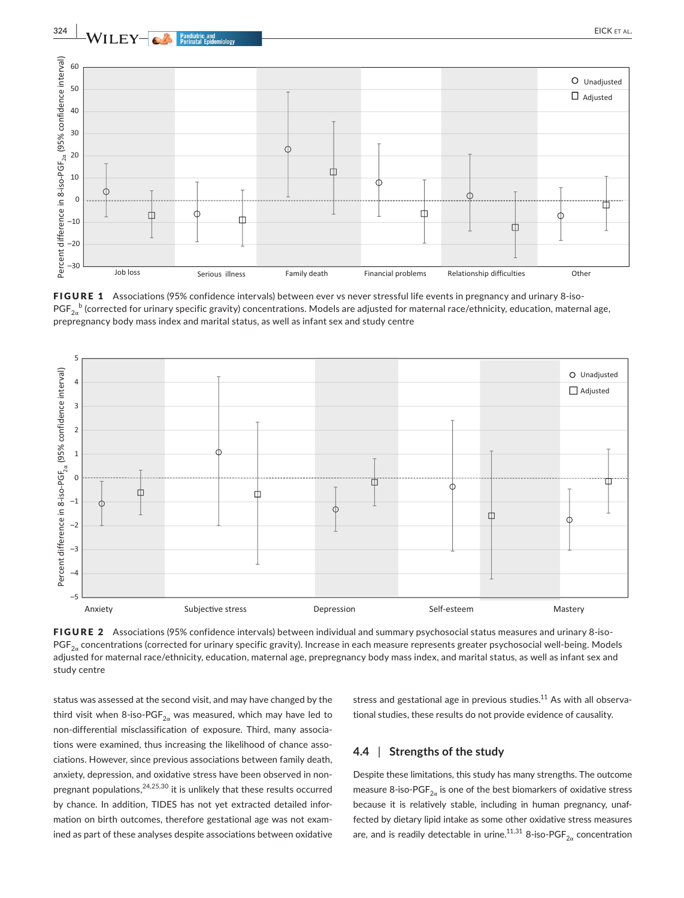**FIGURE 1** Associations (95% confidence intervals) between ever vs never stressful life events in pregnancy and urinary 8-iso-$PGF_{2\alpha}$[b] (corrected for urinary specific gravity) concentrations. Models are adjusted for maternal race/ethnicity, education, maternal age, prepregnancy body mass index and marital status, as well as infant sex and study centre

**FIGURE 2** Associations (95% confidence intervals) between individual and summary psychosocial status measures and urinary 8-iso-$PGF_{2\alpha}$ concentrations (corrected for urinary specific gravity). Increase in each measure represents greater psychosocial well-being. Models adjusted for maternal race/ethnicity, education, maternal age, prepregnancy body mass index, and marital status, as well as infant sex and study centre

status was assessed at the second visit, and may have changed by the third visit when 8-iso-$PGF_{2\alpha}$ was measured, which may have led to non-differential misclassification of exposure. Third, many associations were examined, thus increasing the likelihood of chance associations. However, since previous associations between family death, anxiety, depression, and oxidative stress have been observed in non-pregnant populations,[24,25,30] it is unlikely that these results occurred by chance. In addition, TIDES has not yet extracted detailed information on birth outcomes, therefore gestational age was not examined as part of these analyses despite associations between oxidative stress and gestational age in previous studies.[11] As with all observational studies, these results do not provide evidence of causality.

## 4.4 | Strengths of the study

Despite these limitations, this study has many strengths. The outcome measure 8-iso-$PGF_{2\alpha}$ is one of the best biomarkers of oxidative stress because it is relatively stable, including in human pregnancy, unaffected by dietary lipid intake as some other oxidative stress measures are, and is readily detectable in urine.[11,31] 8-iso-$PGF_{2\alpha}$ concentration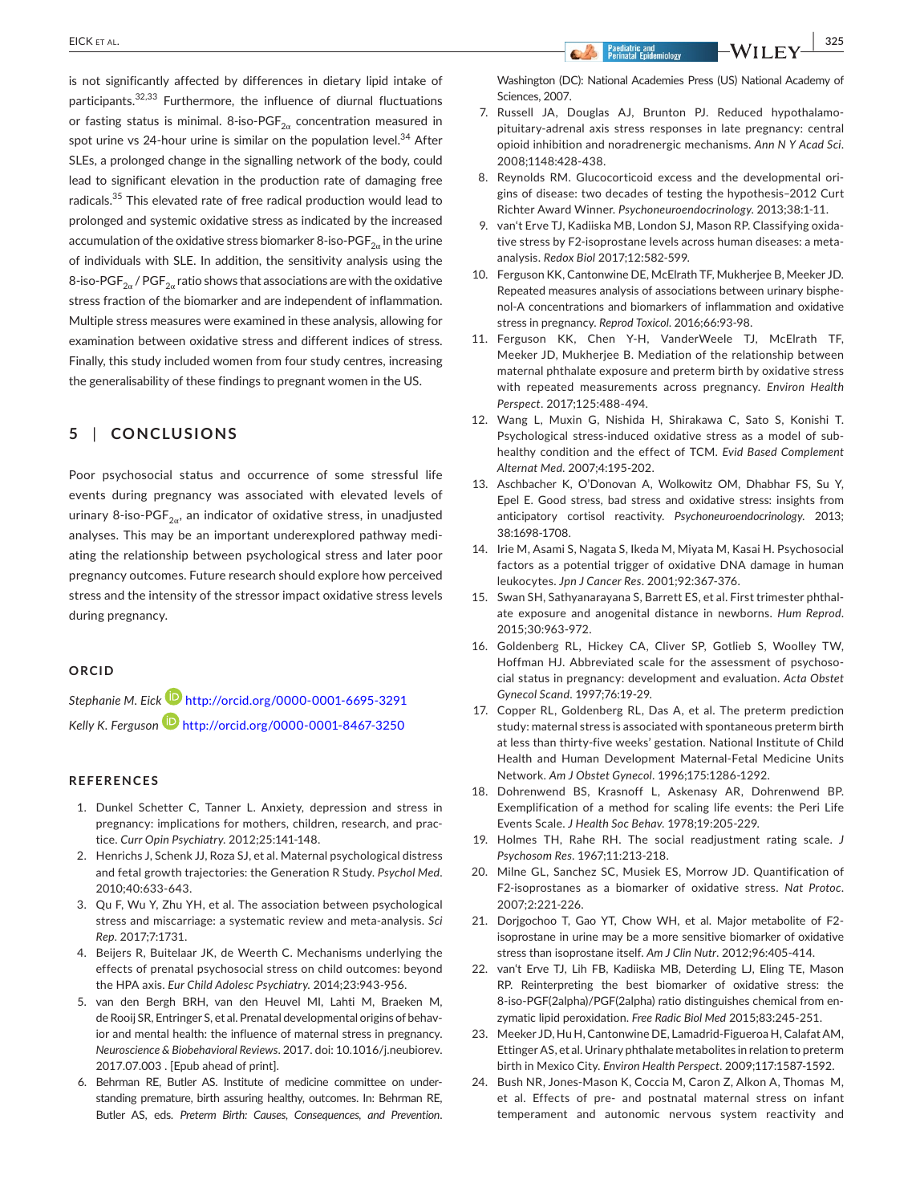is not significantly affected by differences in dietary lipid intake of participants.[32,33] Furthermore, the influence of diurnal fluctuations or fasting status is minimal. 8-iso-PGF$_{2\alpha}$ concentration measured in spot urine vs 24-hour urine is similar on the population level.[34] After SLEs, a prolonged change in the signalling network of the body, could lead to significant elevation in the production rate of damaging free radicals.[35] This elevated rate of free radical production would lead to prolonged and systemic oxidative stress as indicated by the increased accumulation of the oxidative stress biomarker 8-iso-PGF$_{2\alpha}$ in the urine of individuals with SLE. In addition, the sensitivity analysis using the 8-iso-PGF$_{2\alpha}$ / PGF$_{2\alpha}$ ratio shows that associations are with the oxidative stress fraction of the biomarker and are independent of inflammation. Multiple stress measures were examined in these analysis, allowing for examination between oxidative stress and different indices of stress. Finally, this study included women from four study centres, increasing the generalisability of these findings to pregnant women in the US.

## 5 | CONCLUSIONS

Poor psychosocial status and occurrence of some stressful life events during pregnancy was associated with elevated levels of urinary 8-iso-PGF$_{2\alpha}$, an indicator of oxidative stress, in unadjusted analyses. This may be an important underexplored pathway mediating the relationship between psychological stress and later poor pregnancy outcomes. Future research should explore how perceived stress and the intensity of the stressor impact oxidative stress levels during pregnancy.

### ORCID

*Stephanie M. Eick* http://orcid.org/0000-0001-6695-3291

*Kelly K. Ferguson* http://orcid.org/0000-0001-8467-3250

### REFERENCES

1. Dunkel Schetter C, Tanner L. Anxiety, depression and stress in pregnancy: implications for mothers, children, research, and practice. *Curr Opin Psychiatry*. 2012;25:141-148.
2. Henrichs J, Schenk JJ, Roza SJ, et al. Maternal psychological distress and fetal growth trajectories: the Generation R Study. *Psychol Med*. 2010;40:633-643.
3. Qu F, Wu Y, Zhu YH, et al. The association between psychological stress and miscarriage: a systematic review and meta-analysis. *Sci Rep*. 2017;7:1731.
4. Beijers R, Buitelaar JK, de Weerth C. Mechanisms underlying the effects of prenatal psychosocial stress on child outcomes: beyond the HPA axis. *Eur Child Adolesc Psychiatry*. 2014;23:943-956.
5. van den Bergh BRH, van den Heuvel MI, Lahti M, Braeken M, de Rooij SR, Entringer S, et al. Prenatal developmental origins of behavior and mental health: the influence of maternal stress in pregnancy. *Neuroscience & Biobehavioral Reviews*. 2017. doi: 10.1016/j.neubiorev.2017.07.003 . [Epub ahead of print].
6. Behrman RE, Butler AS. Institute of medicine committee on understanding premature, birth assuring healthy, outcomes. In: Behrman RE, Butler AS, eds. *Preterm Birth: Causes, Consequences, and Prevention*. Washington (DC): National Academies Press (US) National Academy of Sciences, 2007.
7. Russell JA, Douglas AJ, Brunton PJ. Reduced hypothalamo-pituitary-adrenal axis stress responses in late pregnancy: central opioid inhibition and noradrenergic mechanisms. *Ann N Y Acad Sci*. 2008;1148:428-438.
8. Reynolds RM. Glucocorticoid excess and the developmental origins of disease: two decades of testing the hypothesis–2012 Curt Richter Award Winner. *Psychoneuroendocrinology*. 2013;38:1-11.
9. van't Erve TJ, Kadiiska MB, London SJ, Mason RP. Classifying oxidative stress by F2-isoprostane levels across human diseases: a meta-analysis. *Redox Biol* 2017;12:582-599.
10. Ferguson KK, Cantonwine DE, McElrath TF, Mukherjee B, Meeker JD. Repeated measures analysis of associations between urinary bisphenol-A concentrations and biomarkers of inflammation and oxidative stress in pregnancy. *Reprod Toxicol*. 2016;66:93-98.
11. Ferguson KK, Chen Y-H, VanderWeele TJ, McElrath TF, Meeker JD, Mukherjee B. Mediation of the relationship between maternal phthalate exposure and preterm birth by oxidative stress with repeated measurements across pregnancy. *Environ Health Perspect*. 2017;125:488-494.
12. Wang L, Muxin G, Nishida H, Shirakawa C, Sato S, Konishi T. Psychological stress-induced oxidative stress as a model of sub-healthy condition and the effect of TCM. *Evid Based Complement Alternat Med*. 2007;4:195-202.
13. Aschbacher K, O'Donovan A, Wolkowitz OM, Dhabhar FS, Su Y, Epel E. Good stress, bad stress and oxidative stress: insights from anticipatory cortisol reactivity. *Psychoneuroendocrinology*. 2013; 38:1698-1708.
14. Irie M, Asami S, Nagata S, Ikeda M, Miyata M, Kasai H. Psychosocial factors as a potential trigger of oxidative DNA damage in human leukocytes. *Jpn J Cancer Res*. 2001;92:367-376.
15. Swan SH, Sathyanarayana S, Barrett ES, et al. First trimester phthalate exposure and anogenital distance in newborns. *Hum Reprod*. 2015;30:963-972.
16. Goldenberg RL, Hickey CA, Cliver SP, Gotlieb S, Woolley TW, Hoffman HJ. Abbreviated scale for the assessment of psychosocial status in pregnancy: development and evaluation. *Acta Obstet Gynecol Scand*. 1997;76:19-29.
17. Copper RL, Goldenberg RL, Das A, et al. The preterm prediction study: maternal stress is associated with spontaneous preterm birth at less than thirty-five weeks' gestation. National Institute of Child Health and Human Development Maternal-Fetal Medicine Units Network. *Am J Obstet Gynecol*. 1996;175:1286-1292.
18. Dohrenwend BS, Krasnoff L, Askenasy AR, Dohrenwend BP. Exemplification of a method for scaling life events: the Peri Life Events Scale. *J Health Soc Behav*. 1978;19:205-229.
19. Holmes TH, Rahe RH. The social readjustment rating scale. *J Psychosom Res*. 1967;11:213-218.
20. Milne GL, Sanchez SC, Musiek ES, Morrow JD. Quantification of F2-isoprostanes as a biomarker of oxidative stress. *Nat Protoc*. 2007;2:221-226.
21. Dorjgochoo T, Gao YT, Chow WH, et al. Major metabolite of F2-isoprostane in urine may be a more sensitive biomarker of oxidative stress than isoprostane itself. *Am J Clin Nutr*. 2012;96:405-414.
22. van't Erve TJ, Lih FB, Kadiiska MB, Deterding LJ, Eling TE, Mason RP. Reinterpreting the best biomarker of oxidative stress: the 8-iso-PGF(2alpha)/PGF(2alpha) ratio distinguishes chemical from enzymatic lipid peroxidation. *Free Radic Biol Med* 2015;83:245-251.
23. Meeker JD, Hu H, Cantonwine DE, Lamadrid-Figueroa H, Calafat AM, Ettinger AS, et al. Urinary phthalate metabolites in relation to preterm birth in Mexico City. *Environ Health Perspect*. 2009;117:1587-1592.
24. Bush NR, Jones-Mason K, Coccia M, Caron Z, Alkon A, Thomas M, et al. Effects of pre- and postnatal maternal stress on infant temperament and autonomic nervous system reactivity and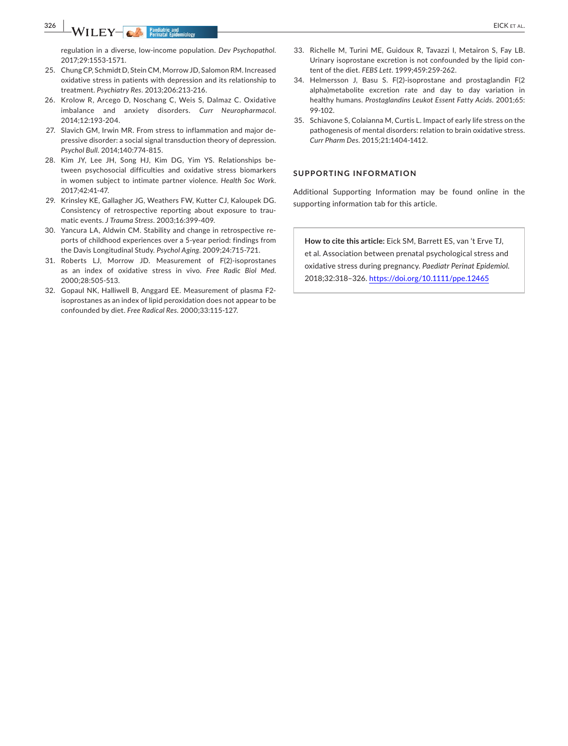regulation in a diverse, low-income population. *Dev Psychopathol*. 2017;29:1553-1571.

25. Chung CP, Schmidt D, Stein CM, Morrow JD, Salomon RM. Increased oxidative stress in patients with depression and its relationship to treatment. *Psychiatry Res*. 2013;206:213-216.
26. Krolow R, Arcego D, Noschang C, Weis S, Dalmaz C. Oxidative imbalance and anxiety disorders. *Curr Neuropharmacol*. 2014;12:193-204.
27. Slavich GM, Irwin MR. From stress to inflammation and major depressive disorder: a social signal transduction theory of depression. *Psychol Bull*. 2014;140:774-815.
28. Kim JY, Lee JH, Song HJ, Kim DG, Yim YS. Relationships between psychosocial difficulties and oxidative stress biomarkers in women subject to intimate partner violence. *Health Soc Work*. 2017;42:41-47.
29. Krinsley KE, Gallagher JG, Weathers FW, Kutter CJ, Kaloupek DG. Consistency of retrospective reporting about exposure to traumatic events. *J Trauma Stress*. 2003;16:399-409.
30. Yancura LA, Aldwin CM. Stability and change in retrospective reports of childhood experiences over a 5-year period: findings from the Davis Longitudinal Study. *Psychol Aging*. 2009;24:715-721.
31. Roberts LJ, Morrow JD. Measurement of F(2)-isoprostanes as an index of oxidative stress in vivo. *Free Radic Biol Med*. 2000;28:505-513.
32. Gopaul NK, Halliwell B, Anggard EE. Measurement of plasma F2-isoprostanes as an index of lipid peroxidation does not appear to be confounded by diet. *Free Radic Res*. 2000;33:115-127.
33. Richelle M, Turini ME, Guidoux R, Tavazzi I, Metairon S, Fay LB. Urinary isoprostane excretion is not confounded by the lipid content of the diet. *FEBS Lett*. 1999;459:259-262.
34. Helmersson J, Basu S. F(2)-isoprostane and prostaglandin F(2 alpha)metabolite excretion rate and day to day variation in healthy humans. *Prostaglandins Leukot Essent Fatty Acids*. 2001;65:99-102.
35. Schiavone S, Colaianna M, Curtis L. Impact of early life stress on the pathogenesis of mental disorders: relation to brain oxidative stress. *Curr Pharm Des*. 2015;21:1404-1412.

## SUPPORTING INFORMATION

Additional Supporting Information may be found online in the supporting information tab for this article.

**How to cite this article:** Eick SM, Barrett ES, van 't Erve TJ, et al. Association between prenatal psychological stress and oxidative stress during pregnancy. *Paediatr Perinat Epidemiol*. 2018;32:318–326. https://doi.org/10.1111/ppe.12465